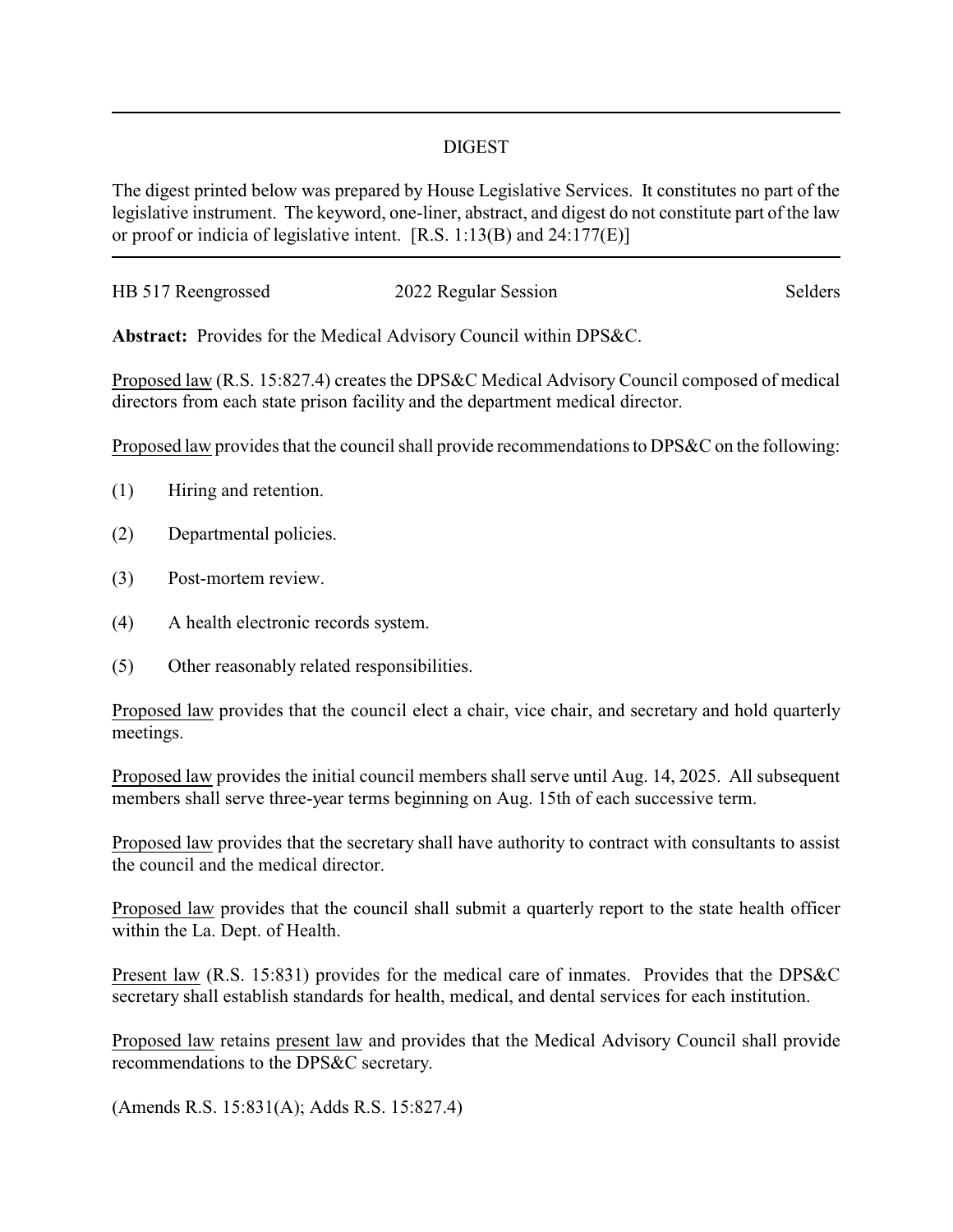## DIGEST

The digest printed below was prepared by House Legislative Services. It constitutes no part of the legislative instrument. The keyword, one-liner, abstract, and digest do not constitute part of the law or proof or indicia of legislative intent. [R.S. 1:13(B) and 24:177(E)]

---

HB 517 Reengrossed | 2022 Regular Session | Selders

**Abstract:** Provides for the Medical Advisory Council within DPS&C.

Proposed law (R.S. 15:827.4) creates the DPS&C Medical Advisory Council composed of medical directors from each state prison facility and the department medical director.

Proposed law provides that the council shall provide recommendations to DPS&C on the following:

(1) Hiring and retention.

(2) Departmental policies.

(3) Post-mortem review.

(4) A health electronic records system.

(5) Other reasonably related responsibilities.

Proposed law provides that the council elect a chair, vice chair, and secretary and hold quarterly meetings.

Proposed law provides the initial council members shall serve until Aug. 14, 2025. All subsequent members shall serve three-year terms beginning on Aug. 15th of each successive term.

Proposed law provides that the secretary shall have authority to contract with consultants to assist the council and the medical director.

Proposed law provides that the council shall submit a quarterly report to the state health officer within the La. Dept. of Health.

Present law (R.S. 15:831) provides for the medical care of inmates. Provides that the DPS&C secretary shall establish standards for health, medical, and dental services for each institution.

Proposed law retains present law and provides that the Medical Advisory Council shall provide recommendations to the DPS&C secretary.

(Amends R.S. 15:831(A); Adds R.S. 15:827.4)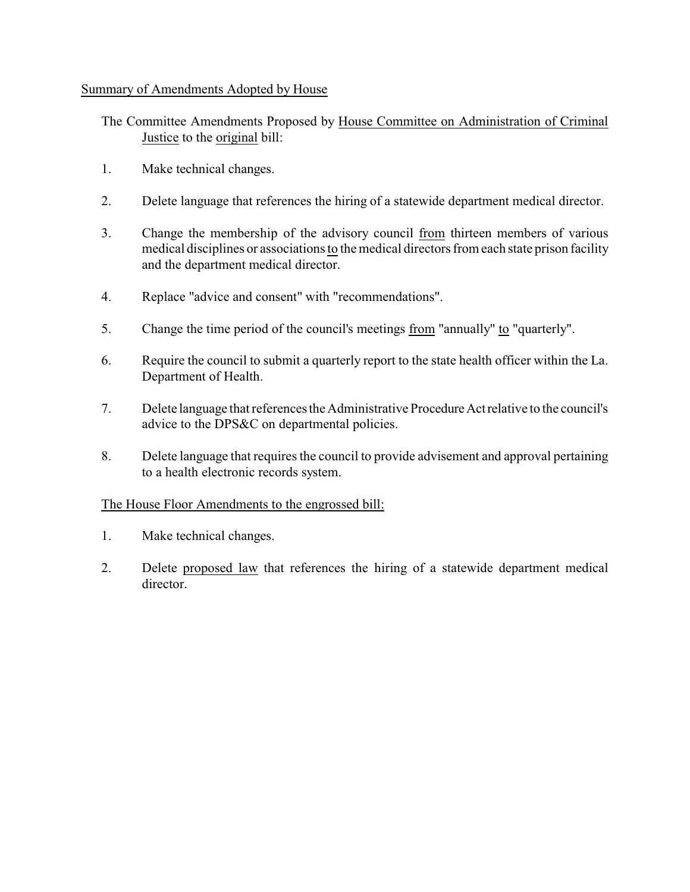Summary of Amendments Adopted by House

The Committee Amendments Proposed by House Committee on Administration of Criminal Justice to the original bill:

1. Make technical changes.

2. Delete language that references the hiring of a statewide department medical director.

3. Change the membership of the advisory council from thirteen members of various medical disciplines or associations to the medical directors from each state prison facility and the department medical director.

4. Replace "advice and consent" with "recommendations".

5. Change the time period of the council's meetings from "annually" to "quarterly".

6. Require the council to submit a quarterly report to the state health officer within the La. Department of Health.

7. Delete language that references the Administrative Procedure Act relative to the council's advice to the DPS&C on departmental policies.

8. Delete language that requires the council to provide advisement and approval pertaining to a health electronic records system.

The House Floor Amendments to the engrossed bill:

1. Make technical changes.

2. Delete proposed law that references the hiring of a statewide department medical director.